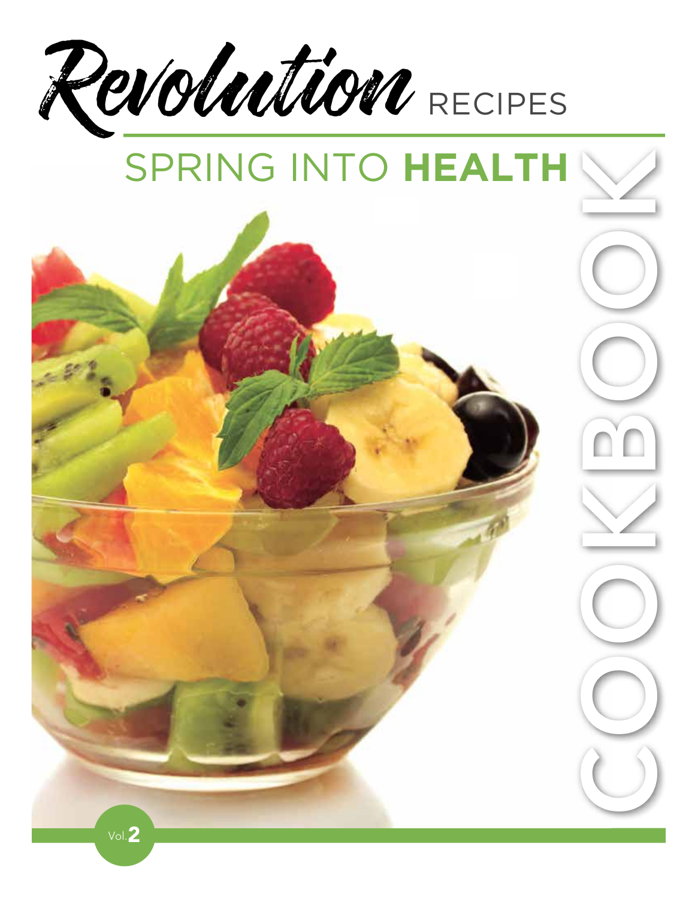# Revolution RECIPES

## SPRING INTO HEALTH

COOKBOOK

Vol. 2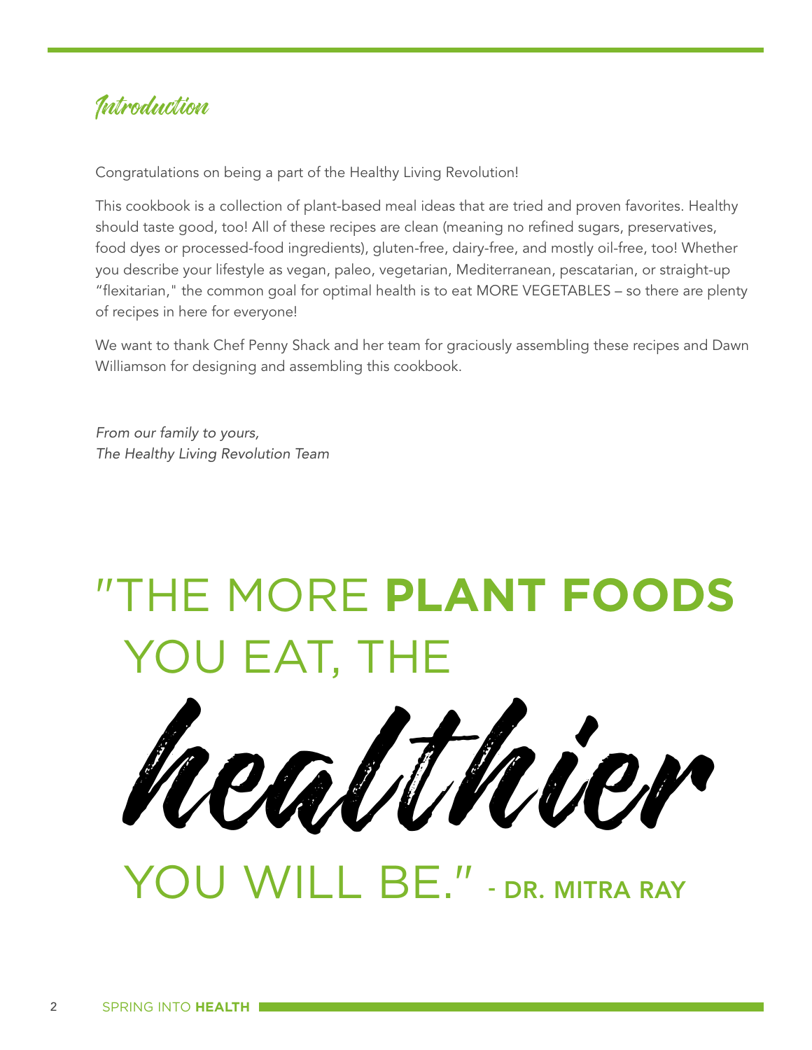# Introduction

Congratulations on being a part of the Healthy Living Revolution!

This cookbook is a collection of plant-based meal ideas that are tried and proven favorites. Healthy should taste good, too! All of these recipes are clean (meaning no refined sugars, preservatives, food dyes or processed-food ingredients), gluten-free, dairy-free, and mostly oil-free, too! Whether you describe your lifestyle as vegan, paleo, vegetarian, Mediterranean, pescatarian, or straight-up "flexitarian," the common goal for optimal health is to eat MORE VEGETABLES – so there are plenty of recipes in here for everyone!

We want to thank Chef Penny Shack and her team for graciously assembling these recipes and Dawn Williamson for designing and assembling this cookbook.

*From our family to yours,*
*The Healthy Living Revolution Team*

"THE MORE **PLANT FOODS** YOU EAT, THE *healthier* YOU WILL BE." - **DR. MITRA RAY**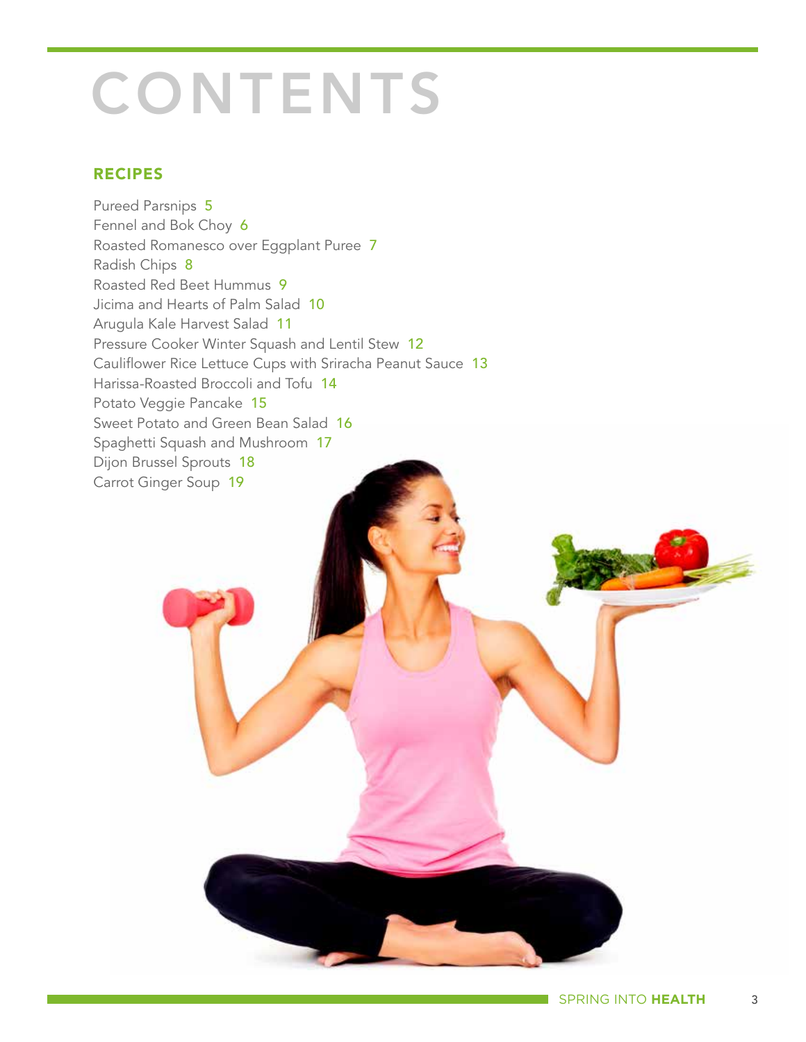# CONTENTS

## RECIPES

Pureed Parsnips 5
Fennel and Bok Choy 6
Roasted Romanesco over Eggplant Puree 7
Radish Chips 8
Roasted Red Beet Hummus 9
Jicima and Hearts of Palm Salad 10
Arugula Kale Harvest Salad 11
Pressure Cooker Winter Squash and Lentil Stew 12
Cauliflower Rice Lettuce Cups with Sriracha Peanut Sauce 13
Harissa-Roasted Broccoli and Tofu 14
Potato Veggie Pancake 15
Sweet Potato and Green Bean Salad 16
Spaghetti Squash and Mushroom 17
Dijon Brussel Sprouts 18
Carrot Ginger Soup 19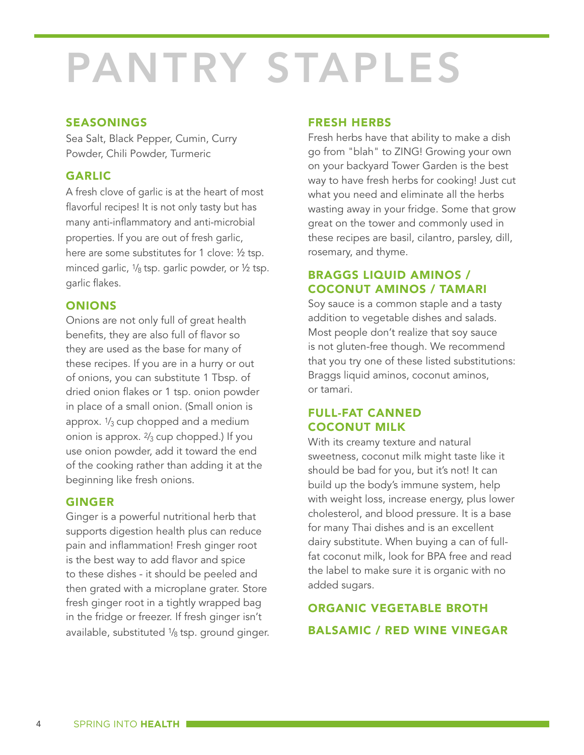# PANTRY STAPLES

## SEASONINGS

Sea Salt, Black Pepper, Cumin, Curry Powder, Chili Powder, Turmeric

## GARLIC

A fresh clove of garlic is at the heart of most flavorful recipes! It is not only tasty but has many anti-inflammatory and anti-microbial properties. If you are out of fresh garlic, here are some substitutes for 1 clove: ½ tsp. minced garlic, ⅛ tsp. garlic powder, or ½ tsp. garlic flakes.

## ONIONS

Onions are not only full of great health benefits, they are also full of flavor so they are used as the base for many of these recipes. If you are in a hurry or out of onions, you can substitute 1 Tbsp. of dried onion flakes or 1 tsp. onion powder in place of a small onion. (Small onion is approx. ⅓ cup chopped and a medium onion is approx. ⅔ cup chopped.) If you use onion powder, add it toward the end of the cooking rather than adding it at the beginning like fresh onions.

## GINGER

Ginger is a powerful nutritional herb that supports digestion health plus can reduce pain and inflammation! Fresh ginger root is the best way to add flavor and spice to these dishes - it should be peeled and then grated with a microplane grater. Store fresh ginger root in a tightly wrapped bag in the fridge or freezer. If fresh ginger isn't available, substituted ⅛ tsp. ground ginger.

## FRESH HERBS

Fresh herbs have that ability to make a dish go from "blah" to ZING! Growing your own on your backyard Tower Garden is the best way to have fresh herbs for cooking! Just cut what you need and eliminate all the herbs wasting away in your fridge. Some that grow great on the tower and commonly used in these recipes are basil, cilantro, parsley, dill, rosemary, and thyme.

## BRAGGS LIQUID AMINOS / COCONUT AMINOS / TAMARI

Soy sauce is a common staple and a tasty addition to vegetable dishes and salads. Most people don't realize that soy sauce is not gluten-free though. We recommend that you try one of these listed substitutions: Braggs liquid aminos, coconut aminos, or tamari.

## FULL-FAT CANNED COCONUT MILK

With its creamy texture and natural sweetness, coconut milk might taste like it should be bad for you, but it's not! It can build up the body's immune system, help with weight loss, increase energy, plus lower cholesterol, and blood pressure. It is a base for many Thai dishes and is an excellent dairy substitute. When buying a can of full-fat coconut milk, look for BPA free and read the label to make sure it is organic with no added sugars.

## ORGANIC VEGETABLE BROTH

## BALSAMIC / RED WINE VINEGAR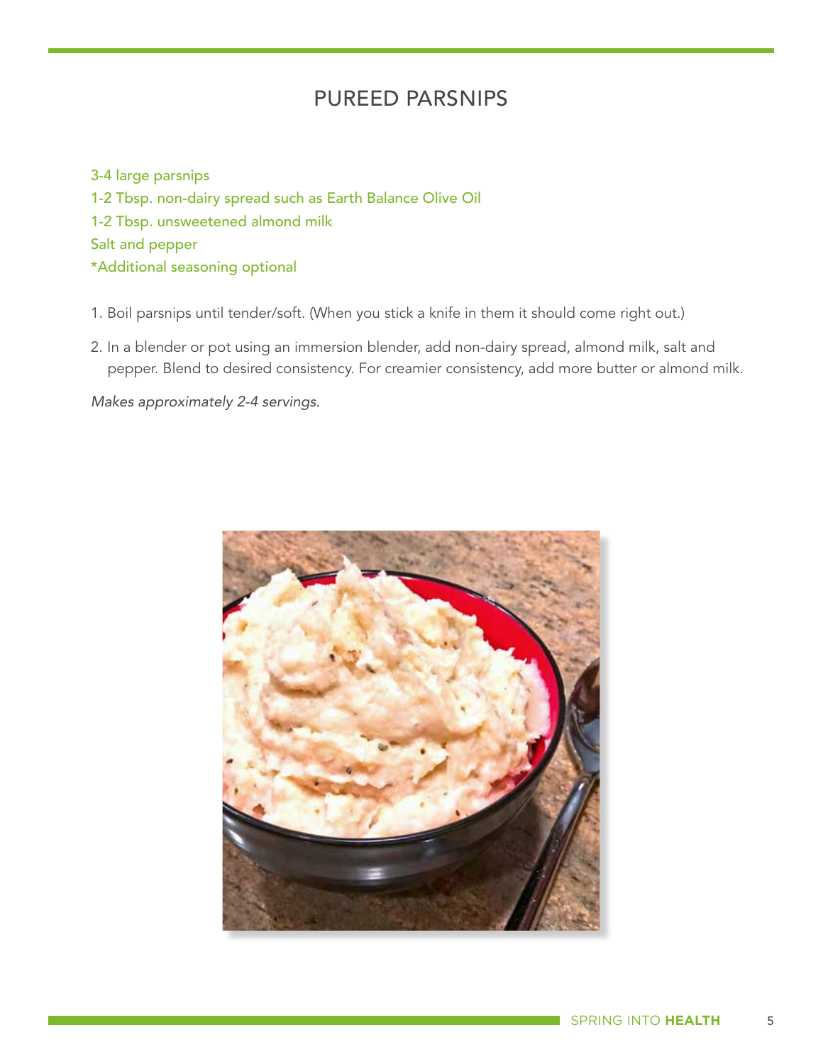# PUREED PARSNIPS

3-4 large parsnips
1-2 Tbsp. non-dairy spread such as Earth Balance Olive Oil
1-2 Tbsp. unsweetened almond milk
Salt and pepper
*Additional seasoning optional

1. Boil parsnips until tender/soft. (When you stick a knife in them it should come right out.)
2. In a blender or pot using an immersion blender, add non-dairy spread, almond milk, salt and pepper. Blend to desired consistency. For creamier consistency, add more butter or almond milk.

*Makes approximately 2-4 servings.*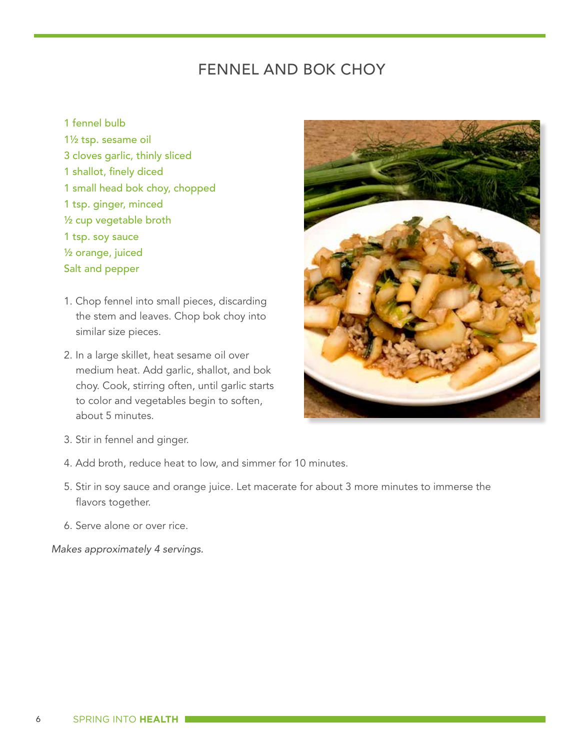# FENNEL AND BOK CHOY

1 fennel bulb
1½ tsp. sesame oil
3 cloves garlic, thinly sliced
1 shallot, finely diced
1 small head bok choy, chopped
1 tsp. ginger, minced
½ cup vegetable broth
1 tsp. soy sauce
½ orange, juiced
Salt and pepper

1. Chop fennel into small pieces, discarding the stem and leaves. Chop bok choy into similar size pieces.
2. In a large skillet, heat sesame oil over medium heat. Add garlic, shallot, and bok choy. Cook, stirring often, until garlic starts to color and vegetables begin to soften, about 5 minutes.
3. Stir in fennel and ginger.
4. Add broth, reduce heat to low, and simmer for 10 minutes.
5. Stir in soy sauce and orange juice. Let macerate for about 3 more minutes to immerse the flavors together.
6. Serve alone or over rice.

*Makes approximately 4 servings.*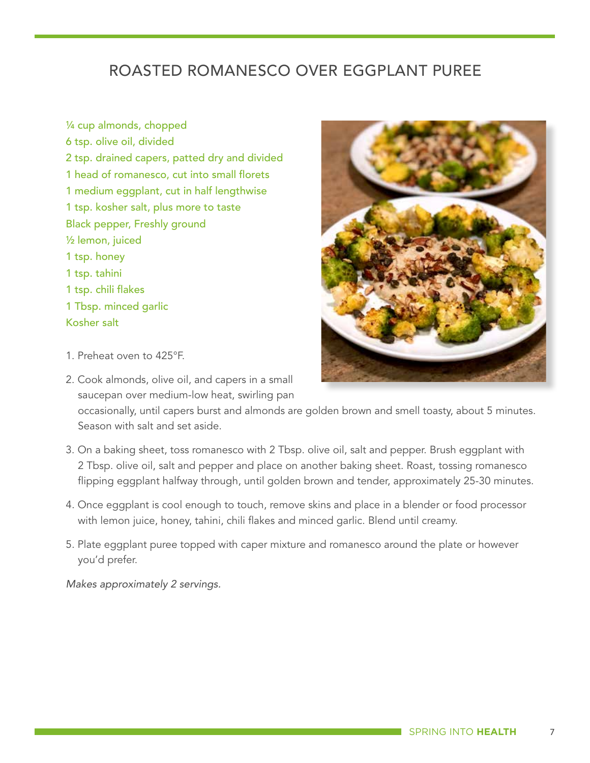# ROASTED ROMANESCO OVER EGGPLANT PUREE

¼ cup almonds, chopped
6 tsp. olive oil, divided
2 tsp. drained capers, patted dry and divided
1 head of romanesco, cut into small florets
1 medium eggplant, cut in half lengthwise
1 tsp. kosher salt, plus more to taste
Black pepper, Freshly ground
½ lemon, juiced
1 tsp. honey
1 tsp. tahini
1 tsp. chili flakes
1 Tbsp. minced garlic
Kosher salt

1. Preheat oven to 425°F.
2. Cook almonds, olive oil, and capers in a small saucepan over medium-low heat, swirling pan occasionally, until capers burst and almonds are golden brown and smell toasty, about 5 minutes. Season with salt and set aside.
3. On a baking sheet, toss romanesco with 2 Tbsp. olive oil, salt and pepper. Brush eggplant with 2 Tbsp. olive oil, salt and pepper and place on another baking sheet. Roast, tossing romanesco flipping eggplant halfway through, until golden brown and tender, approximately 25-30 minutes.
4. Once eggplant is cool enough to touch, remove skins and place in a blender or food processor with lemon juice, honey, tahini, chili flakes and minced garlic. Blend until creamy.
5. Plate eggplant puree topped with caper mixture and romanesco around the plate or however you'd prefer.

*Makes approximately 2 servings.*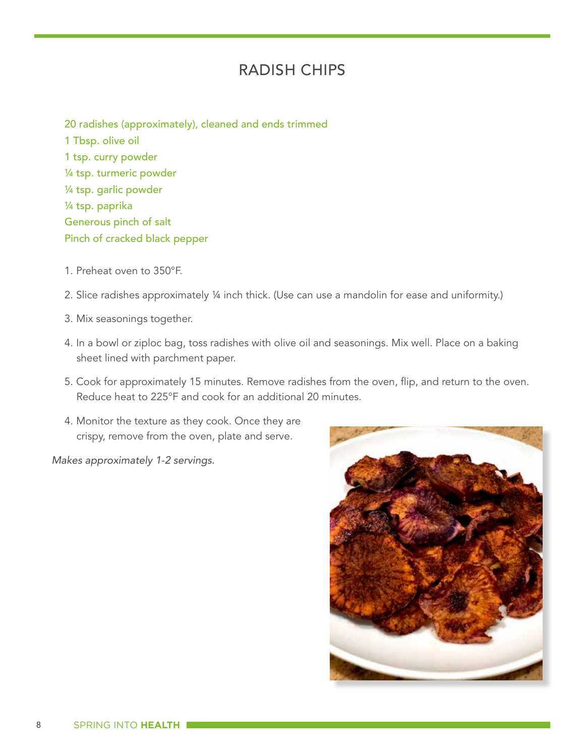# RADISH CHIPS

20 radishes (approximately), cleaned and ends trimmed
1 Tbsp. olive oil
1 tsp. curry powder
¼ tsp. turmeric powder
¼ tsp. garlic powder
¼ tsp. paprika
Generous pinch of salt
Pinch of cracked black pepper

1. Preheat oven to 350°F.
2. Slice radishes approximately ¼ inch thick. (Use can use a mandolin for ease and uniformity.)
3. Mix seasonings together.
4. In a bowl or ziploc bag, toss radishes with olive oil and seasonings. Mix well. Place on a baking sheet lined with parchment paper.
5. Cook for approximately 15 minutes. Remove radishes from the oven, flip, and return to the oven. Reduce heat to 225°F and cook for an additional 20 minutes.

4. Monitor the texture as they cook. Once they are crispy, remove from the oven, plate and serve.

*Makes approximately 1-2 servings.*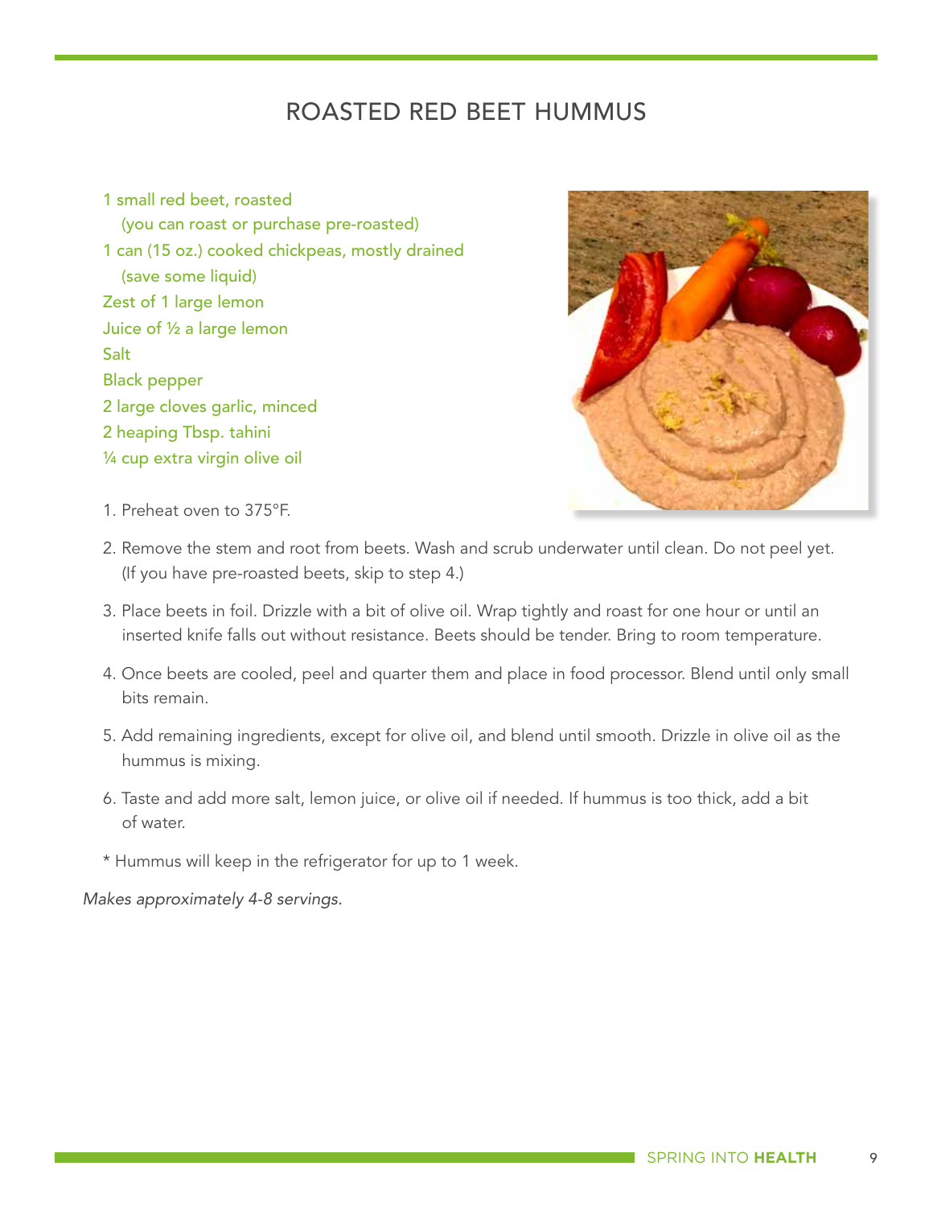# ROASTED RED BEET HUMMUS

1 small red beet, roasted
(you can roast or purchase pre-roasted)
1 can (15 oz.) cooked chickpeas, mostly drained
(save some liquid)
Zest of 1 large lemon
Juice of ½ a large lemon
Salt
Black pepper
2 large cloves garlic, minced
2 heaping Tbsp. tahini
¼ cup extra virgin olive oil

1. Preheat oven to 375°F.
2. Remove the stem and root from beets. Wash and scrub underwater until clean. Do not peel yet. (If you have pre-roasted beets, skip to step 4.)
3. Place beets in foil. Drizzle with a bit of olive oil. Wrap tightly and roast for one hour or until an inserted knife falls out without resistance. Beets should be tender. Bring to room temperature.
4. Once beets are cooled, peel and quarter them and place in food processor. Blend until only small bits remain.
5. Add remaining ingredients, except for olive oil, and blend until smooth. Drizzle in olive oil as the hummus is mixing.
6. Taste and add more salt, lemon juice, or olive oil if needed. If hummus is too thick, add a bit of water.

* Hummus will keep in the refrigerator for up to 1 week.

*Makes approximately 4-8 servings.*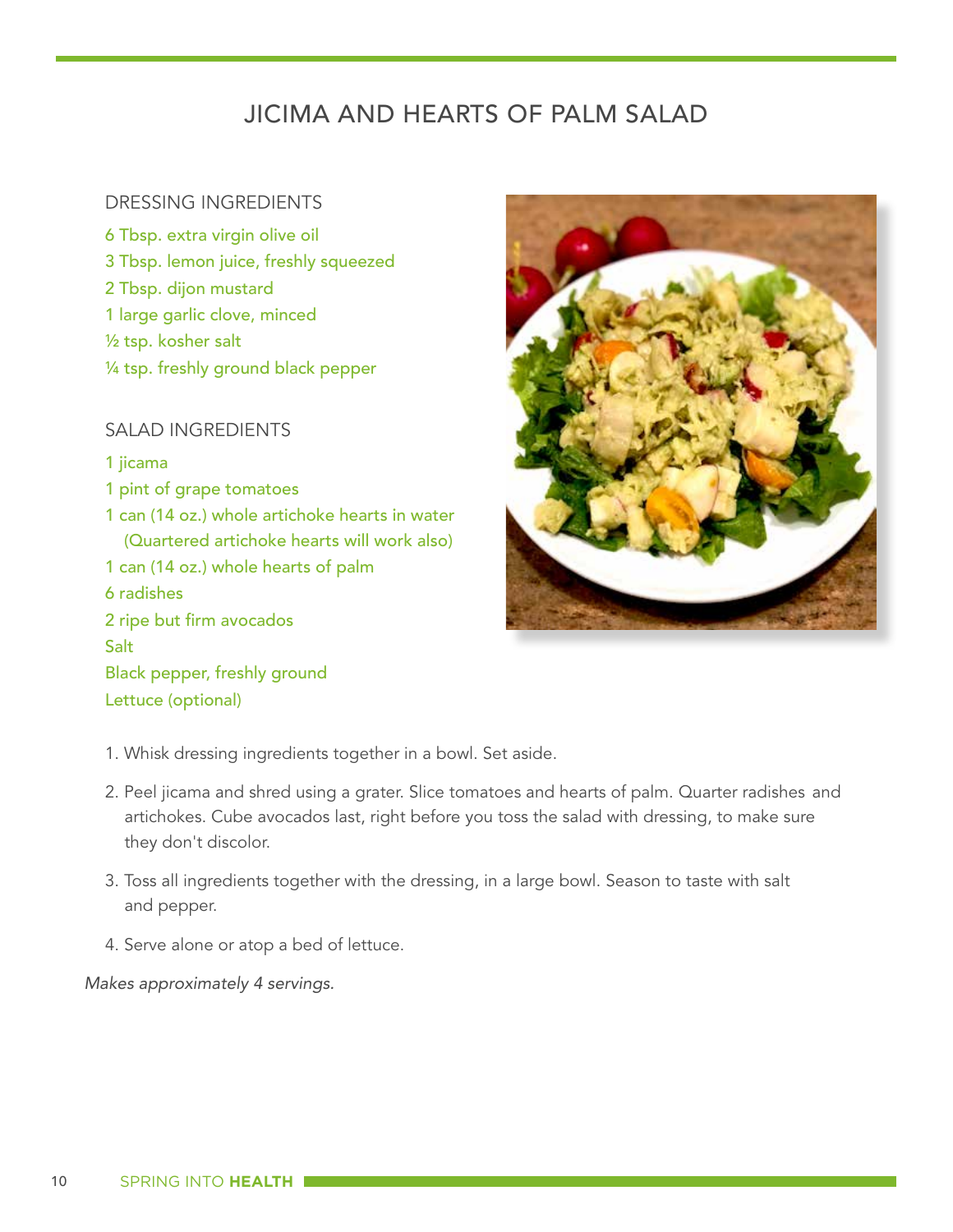# JICAMA AND HEARTS OF PALM SALAD

## DRESSING INGREDIENTS

6 Tbsp. extra virgin olive oil
3 Tbsp. lemon juice, freshly squeezed
2 Tbsp. dijon mustard
1 large garlic clove, minced
½ tsp. kosher salt
¼ tsp. freshly ground black pepper

## SALAD INGREDIENTS

1 jicama
1 pint of grape tomatoes
1 can (14 oz.) whole artichoke hearts in water
(Quartered artichoke hearts will work also)
1 can (14 oz.) whole hearts of palm
6 radishes
2 ripe but firm avocados
Salt
Black pepper, freshly ground
Lettuce (optional)

1. Whisk dressing ingredients together in a bowl. Set aside.
2. Peel jicama and shred using a grater. Slice tomatoes and hearts of palm. Quarter radishes and artichokes. Cube avocados last, right before you toss the salad with dressing, to make sure they don't discolor.
3. Toss all ingredients together with the dressing, in a large bowl. Season to taste with salt and pepper.
4. Serve alone or atop a bed of lettuce.

*Makes approximately 4 servings.*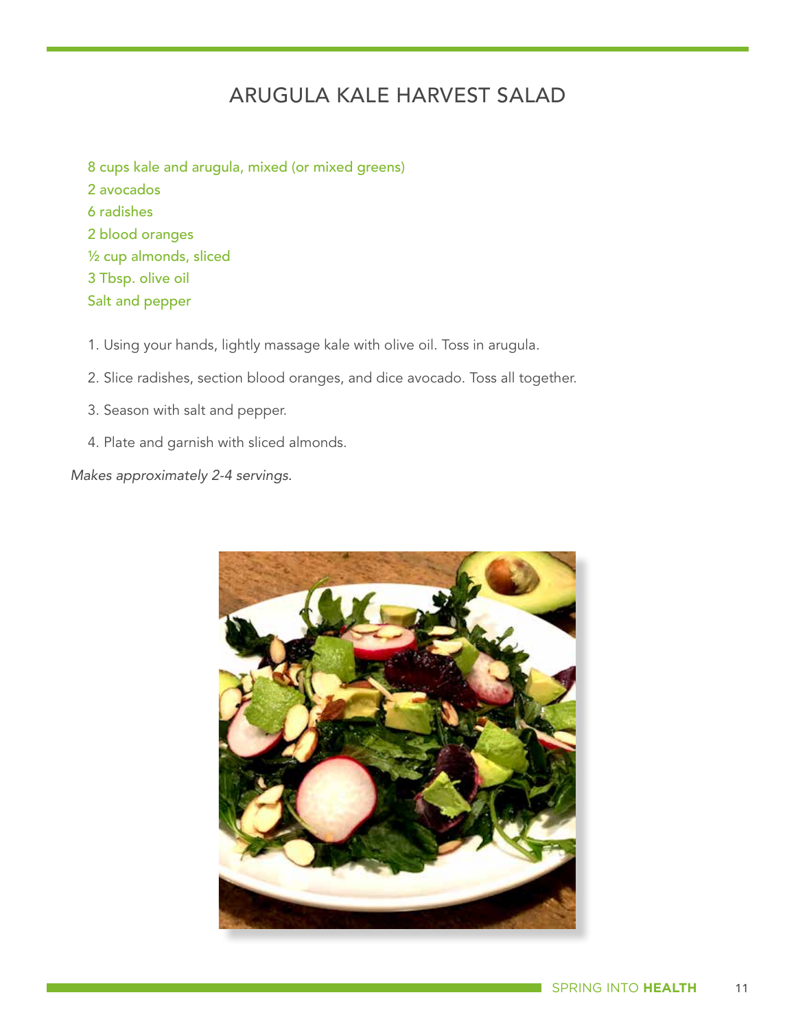# ARUGULA KALE HARVEST SALAD

8 cups kale and arugula, mixed (or mixed greens)
2 avocados
6 radishes
2 blood oranges
½ cup almonds, sliced
3 Tbsp. olive oil
Salt and pepper

1. Using your hands, lightly massage kale with olive oil. Toss in arugula.
2. Slice radishes, section blood oranges, and dice avocado. Toss all together.
3. Season with salt and pepper.
4. Plate and garnish with sliced almonds.

*Makes approximately 2-4 servings.*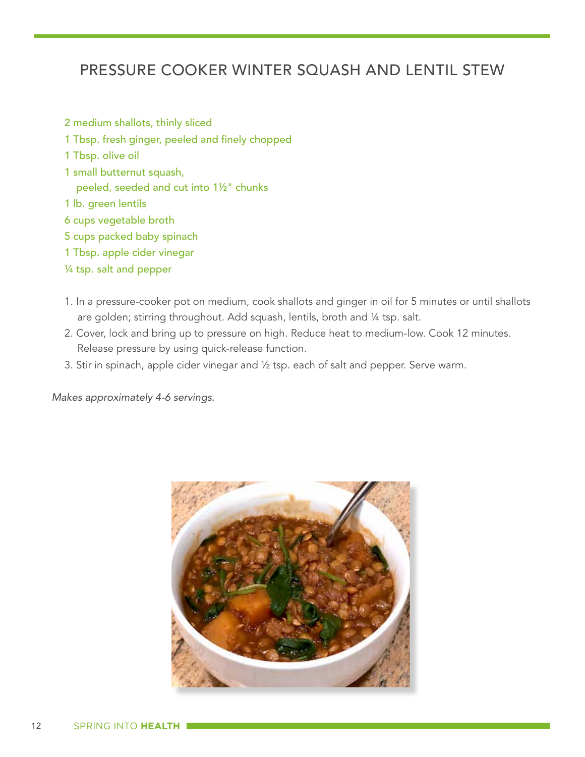# PRESSURE COOKER WINTER SQUASH AND LENTIL STEW

- 2 medium shallots, thinly sliced
- 1 Tbsp. fresh ginger, peeled and finely chopped
- 1 Tbsp. olive oil
- 1 small butternut squash, peeled, seeded and cut into 1½" chunks
- 1 lb. green lentils
- 6 cups vegetable broth
- 5 cups packed baby spinach
- 1 Tbsp. apple cider vinegar
- ¼ tsp. salt and pepper

1. In a pressure-cooker pot on medium, cook shallots and ginger in oil for 5 minutes or until shallots are golden; stirring throughout. Add squash, lentils, broth and ¼ tsp. salt.
2. Cover, lock and bring up to pressure on high. Reduce heat to medium-low. Cook 12 minutes. Release pressure by using quick-release function.
3. Stir in spinach, apple cider vinegar and ½ tsp. each of salt and pepper. Serve warm.

*Makes approximately 4-6 servings.*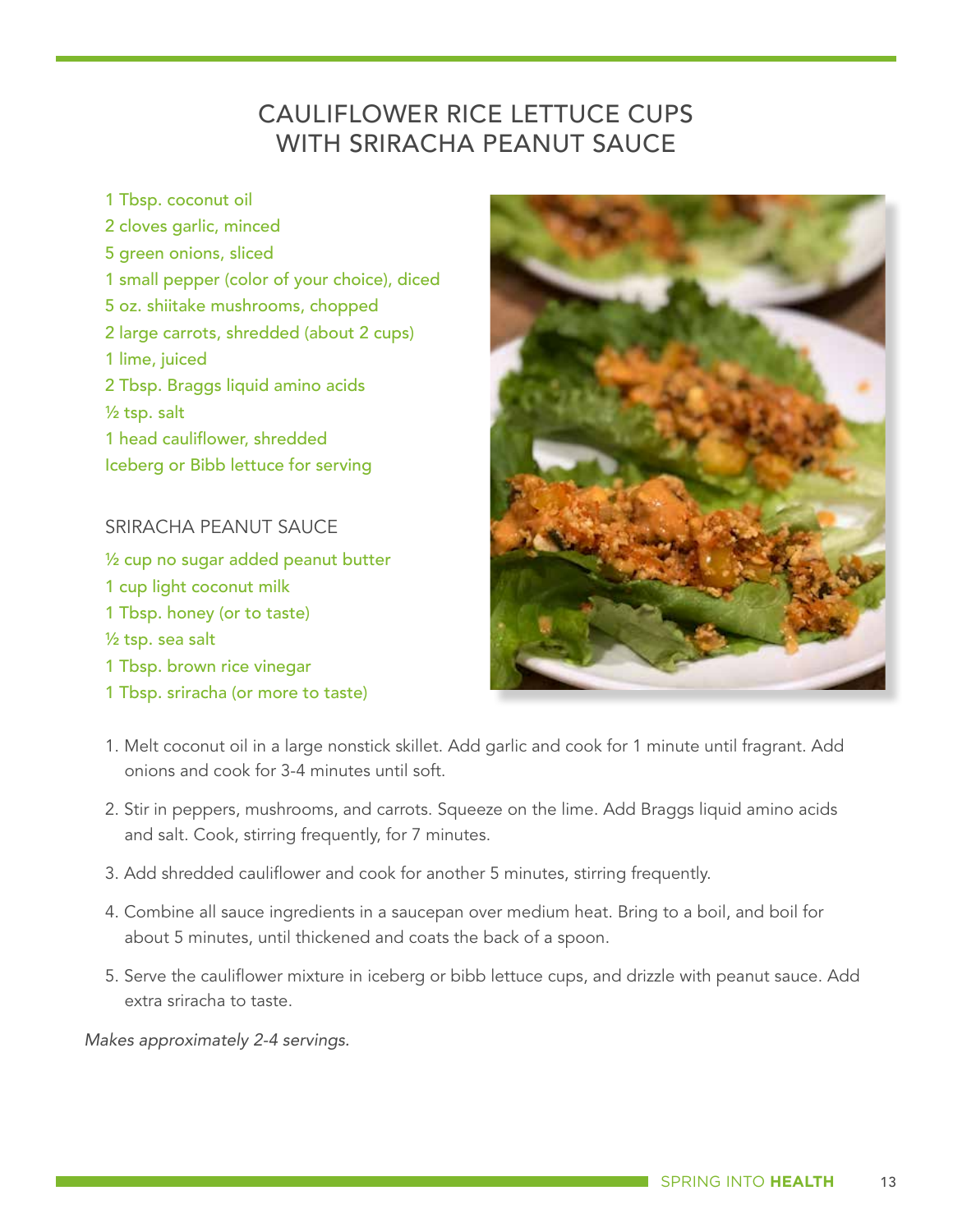# CAULIFLOWER RICE LETTUCE CUPS WITH SRIRACHA PEANUT SAUCE

- 1 Tbsp. coconut oil
- 2 cloves garlic, minced
- 5 green onions, sliced
- 1 small pepper (color of your choice), diced
- 5 oz. shiitake mushrooms, chopped
- 2 large carrots, shredded (about 2 cups)
- 1 lime, juiced
- 2 Tbsp. Braggs liquid amino acids
- ½ tsp. salt
- 1 head cauliflower, shredded
- Iceberg or Bibb lettuce for serving

## SRIRACHA PEANUT SAUCE

- ½ cup no sugar added peanut butter
- 1 cup light coconut milk
- 1 Tbsp. honey (or to taste)
- ½ tsp. sea salt
- 1 Tbsp. brown rice vinegar
- 1 Tbsp. sriracha (or more to taste)

1. Melt coconut oil in a large nonstick skillet. Add garlic and cook for 1 minute until fragrant. Add onions and cook for 3-4 minutes until soft.
2. Stir in peppers, mushrooms, and carrots. Squeeze on the lime. Add Braggs liquid amino acids and salt. Cook, stirring frequently, for 7 minutes.
3. Add shredded cauliflower and cook for another 5 minutes, stirring frequently.
4. Combine all sauce ingredients in a saucepan over medium heat. Bring to a boil, and boil for about 5 minutes, until thickened and coats the back of a spoon.
5. Serve the cauliflower mixture in iceberg or bibb lettuce cups, and drizzle with peanut sauce. Add extra sriracha to taste.

*Makes approximately 2-4 servings.*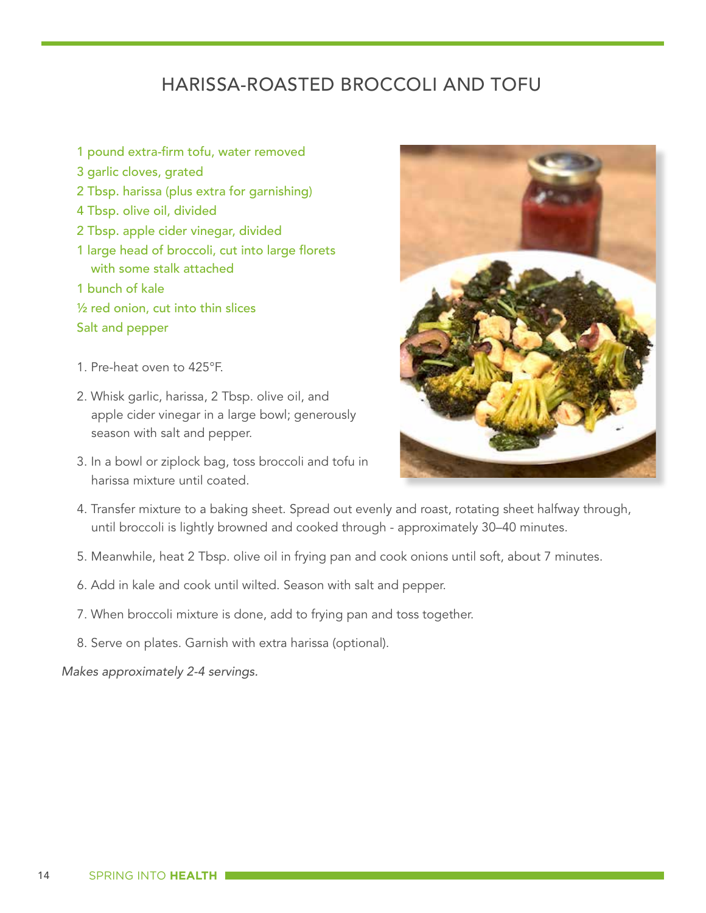# HARISSA-ROASTED BROCCOLI AND TOFU

- 1 pound extra-firm tofu, water removed
- 3 garlic cloves, grated
- 2 Tbsp. harissa (plus extra for garnishing)
- 4 Tbsp. olive oil, divided
- 2 Tbsp. apple cider vinegar, divided
- 1 large head of broccoli, cut into large florets with some stalk attached
- 1 bunch of kale
- ½ red onion, cut into thin slices
- Salt and pepper

1. Pre-heat oven to 425°F.
2. Whisk garlic, harissa, 2 Tbsp. olive oil, and apple cider vinegar in a large bowl; generously season with salt and pepper.
3. In a bowl or ziplock bag, toss broccoli and tofu in harissa mixture until coated.
4. Transfer mixture to a baking sheet. Spread out evenly and roast, rotating sheet halfway through, until broccoli is lightly browned and cooked through - approximately 30–40 minutes.
5. Meanwhile, heat 2 Tbsp. olive oil in frying pan and cook onions until soft, about 7 minutes.
6. Add in kale and cook until wilted. Season with salt and pepper.
7. When broccoli mixture is done, add to frying pan and toss together.
8. Serve on plates. Garnish with extra harissa (optional).

*Makes approximately 2-4 servings.*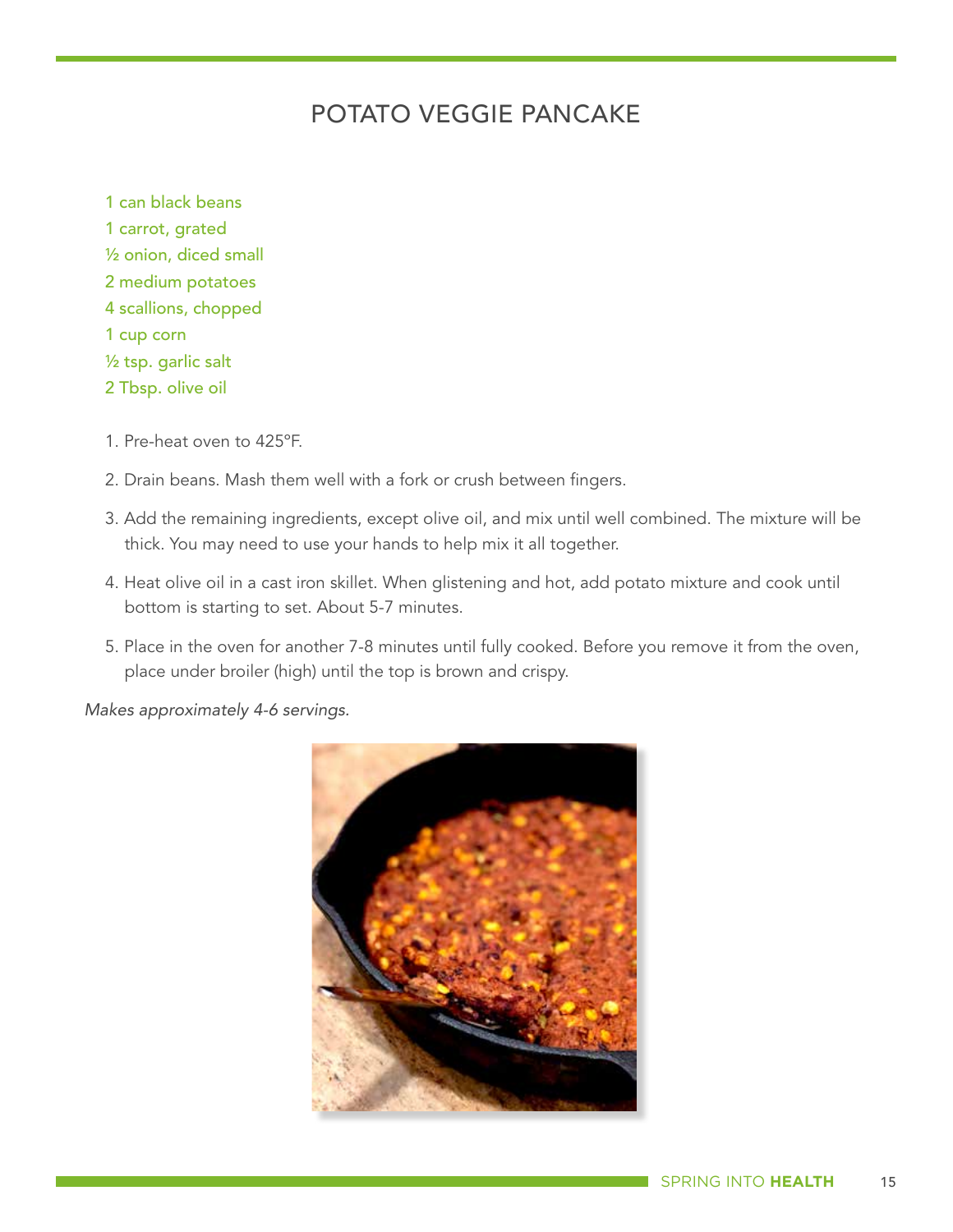# POTATO VEGGIE PANCAKE

1 can black beans
1 carrot, grated
½ onion, diced small
2 medium potatoes
4 scallions, chopped
1 cup corn
½ tsp. garlic salt
2 Tbsp. olive oil

1. Pre-heat oven to 425°F.
2. Drain beans. Mash them well with a fork or crush between fingers.
3. Add the remaining ingredients, except olive oil, and mix until well combined. The mixture will be thick. You may need to use your hands to help mix it all together.
4. Heat olive oil in a cast iron skillet. When glistening and hot, add potato mixture and cook until bottom is starting to set. About 5-7 minutes.
5. Place in the oven for another 7-8 minutes until fully cooked. Before you remove it from the oven, place under broiler (high) until the top is brown and crispy.

*Makes approximately 4-6 servings.*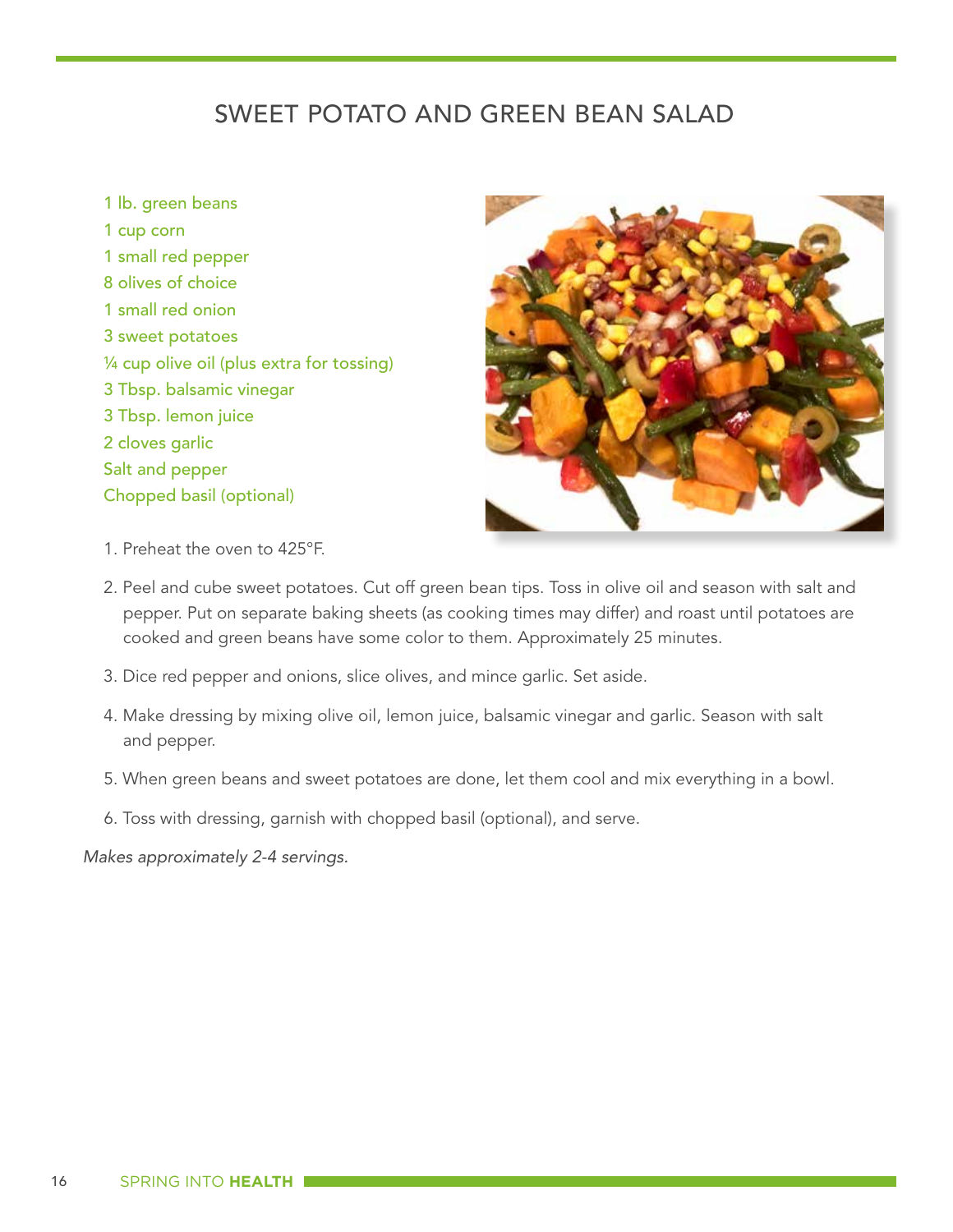# SWEET POTATO AND GREEN BEAN SALAD

1 lb. green beans
1 cup corn
1 small red pepper
8 olives of choice
1 small red onion
3 sweet potatoes
¼ cup olive oil (plus extra for tossing)
3 Tbsp. balsamic vinegar
3 Tbsp. lemon juice
2 cloves garlic
Salt and pepper
Chopped basil (optional)

1. Preheat the oven to 425°F.
2. Peel and cube sweet potatoes. Cut off green bean tips. Toss in olive oil and season with salt and pepper. Put on separate baking sheets (as cooking times may differ) and roast until potatoes are cooked and green beans have some color to them. Approximately 25 minutes.
3. Dice red pepper and onions, slice olives, and mince garlic. Set aside.
4. Make dressing by mixing olive oil, lemon juice, balsamic vinegar and garlic. Season with salt and pepper.
5. When green beans and sweet potatoes are done, let them cool and mix everything in a bowl.
6. Toss with dressing, garnish with chopped basil (optional), and serve.

*Makes approximately 2-4 servings.*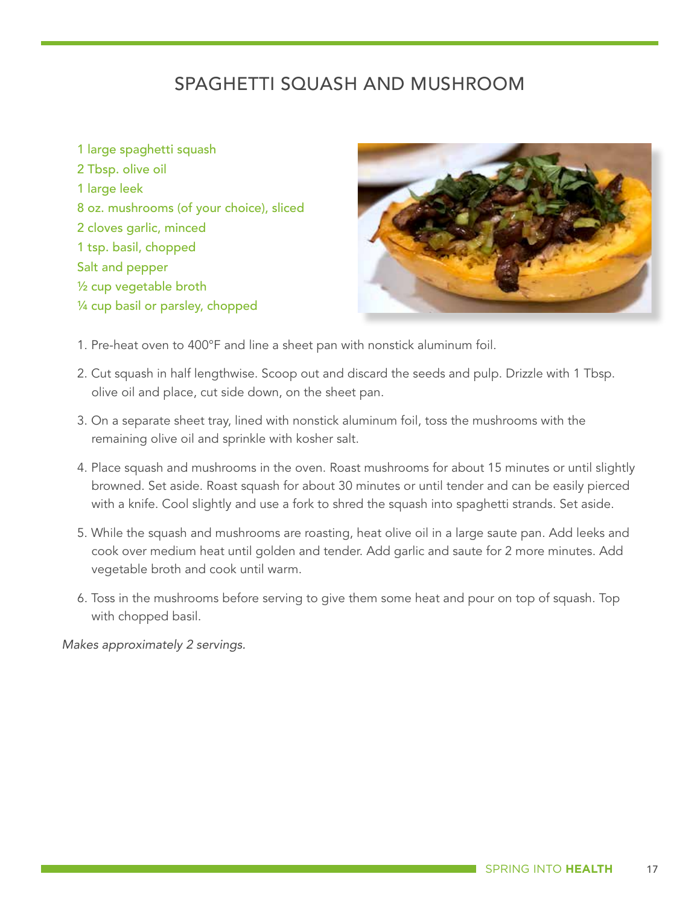# SPAGHETTI SQUASH AND MUSHROOM

- 1 large spaghetti squash
- 2 Tbsp. olive oil
- 1 large leek
- 8 oz. mushrooms (of your choice), sliced
- 2 cloves garlic, minced
- 1 tsp. basil, chopped
- Salt and pepper
- ½ cup vegetable broth
- ¼ cup basil or parsley, chopped

1. Pre-heat oven to 400°F and line a sheet pan with nonstick aluminum foil.
2. Cut squash in half lengthwise. Scoop out and discard the seeds and pulp. Drizzle with 1 Tbsp. olive oil and place, cut side down, on the sheet pan.
3. On a separate sheet tray, lined with nonstick aluminum foil, toss the mushrooms with the remaining olive oil and sprinkle with kosher salt.
4. Place squash and mushrooms in the oven. Roast mushrooms for about 15 minutes or until slightly browned. Set aside. Roast squash for about 30 minutes or until tender and can be easily pierced with a knife. Cool slightly and use a fork to shred the squash into spaghetti strands. Set aside.
5. While the squash and mushrooms are roasting, heat olive oil in a large saute pan. Add leeks and cook over medium heat until golden and tender. Add garlic and saute for 2 more minutes. Add vegetable broth and cook until warm.
6. Toss in the mushrooms before serving to give them some heat and pour on top of squash. Top with chopped basil.

*Makes approximately 2 servings.*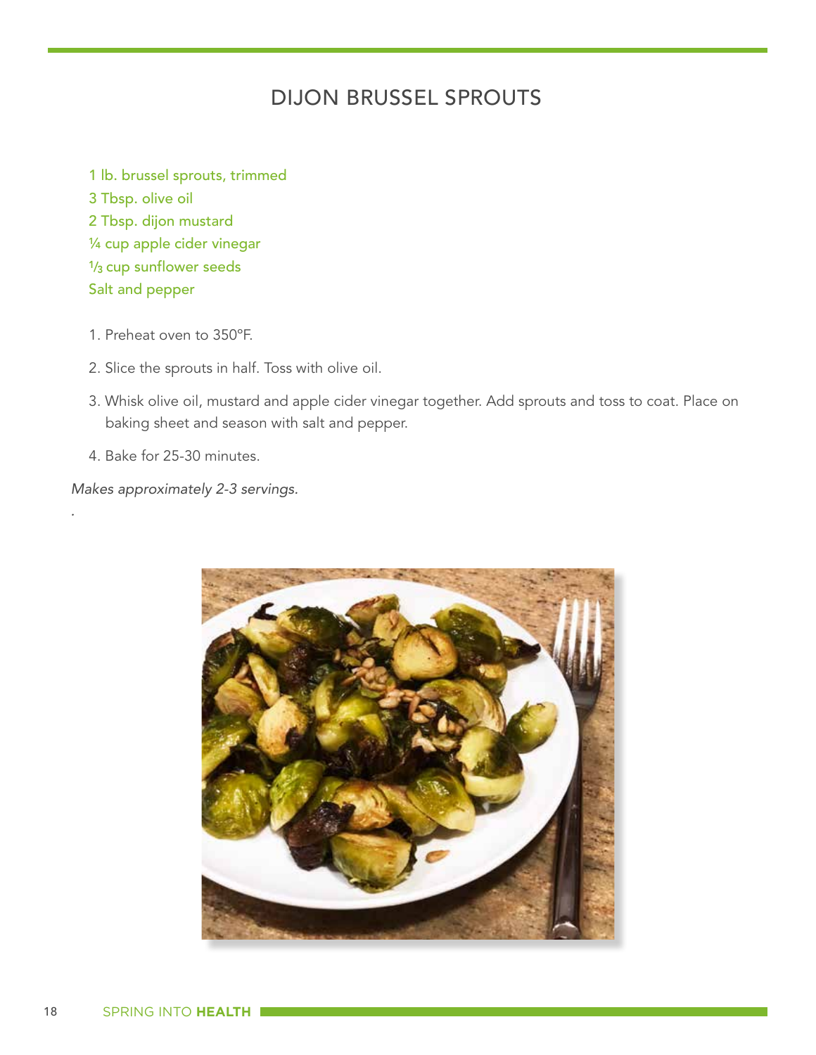# DIJON BRUSSEL SPROUTS

1 lb. brussel sprouts, trimmed
3 Tbsp. olive oil
2 Tbsp. dijon mustard
¼ cup apple cider vinegar
⅓ cup sunflower seeds
Salt and pepper

1. Preheat oven to 350°F.
2. Slice the sprouts in half. Toss with olive oil.
3. Whisk olive oil, mustard and apple cider vinegar together. Add sprouts and toss to coat. Place on baking sheet and season with salt and pepper.
4. Bake for 25-30 minutes.

*Makes approximately 2-3 servings.*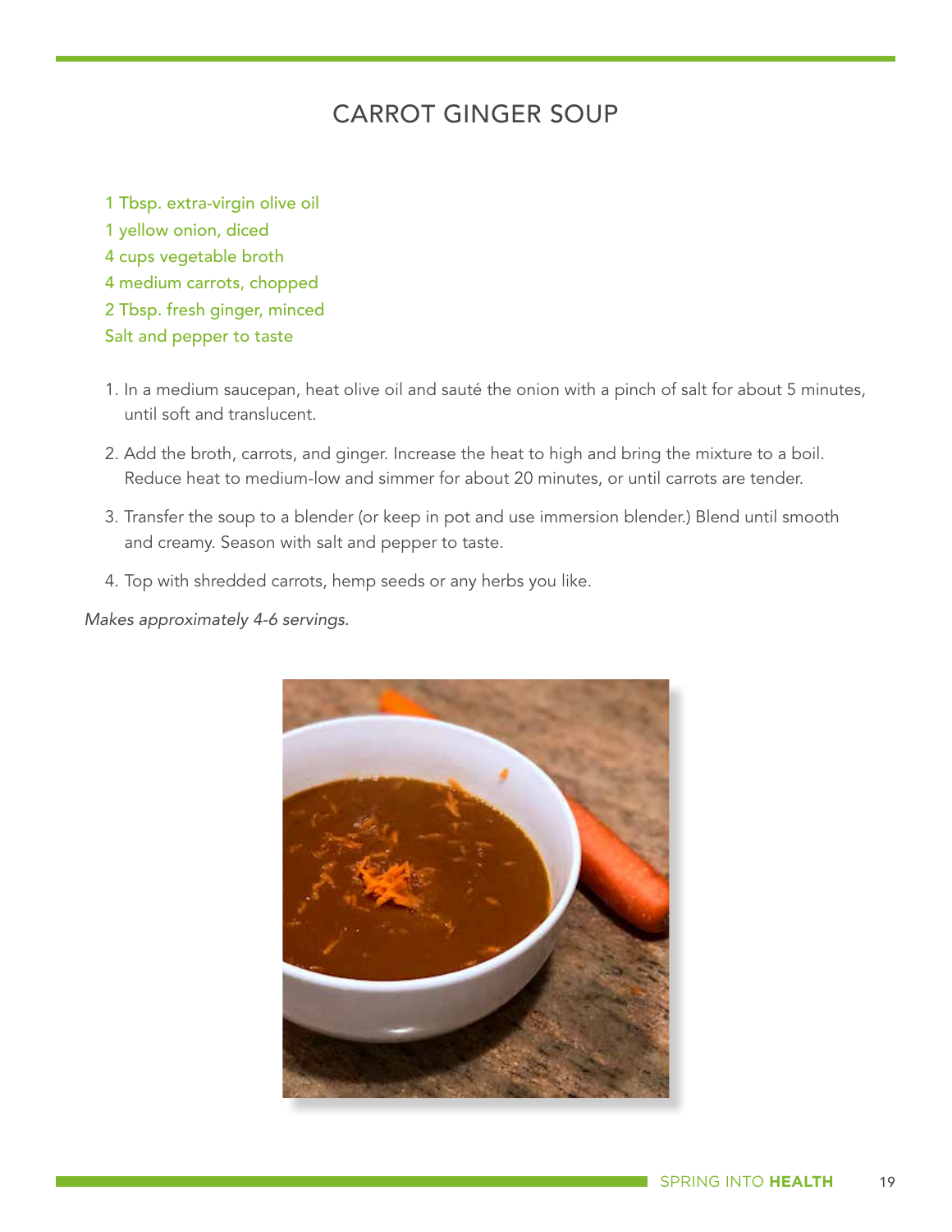# CARROT GINGER SOUP

1 Tbsp. extra-virgin olive oil
1 yellow onion, diced
4 cups vegetable broth
4 medium carrots, chopped
2 Tbsp. fresh ginger, minced
Salt and pepper to taste

1. In a medium saucepan, heat olive oil and sauté the onion with a pinch of salt for about 5 minutes, until soft and translucent.
2. Add the broth, carrots, and ginger. Increase the heat to high and bring the mixture to a boil. Reduce heat to medium-low and simmer for about 20 minutes, or until carrots are tender.
3. Transfer the soup to a blender (or keep in pot and use immersion blender.) Blend until smooth and creamy. Season with salt and pepper to taste.
4. Top with shredded carrots, hemp seeds or any herbs you like.

*Makes approximately 4-6 servings.*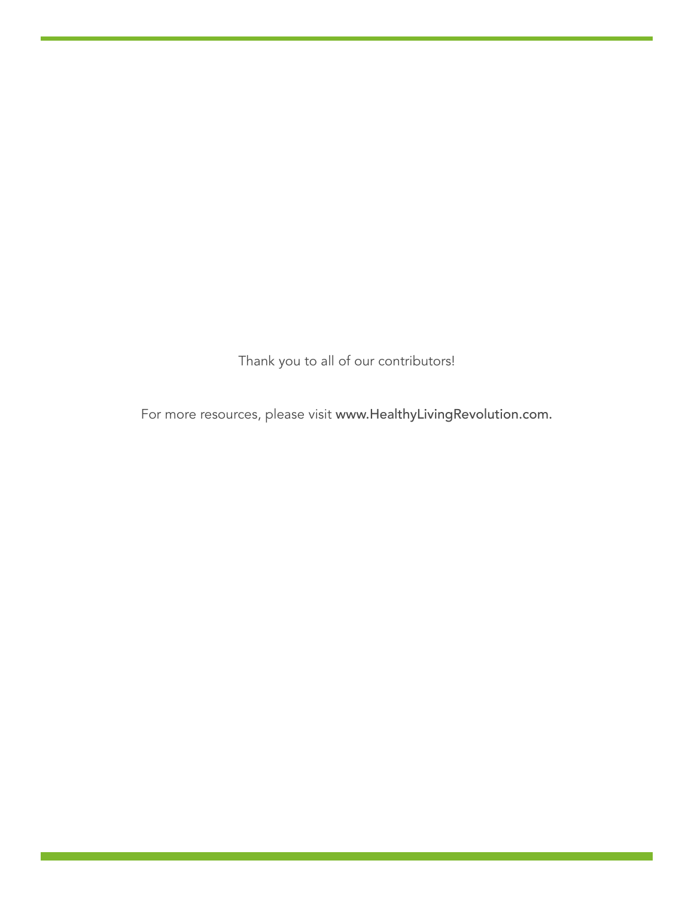Thank you to all of our contributors!

For more resources, please visit www.HealthyLivingRevolution.com.